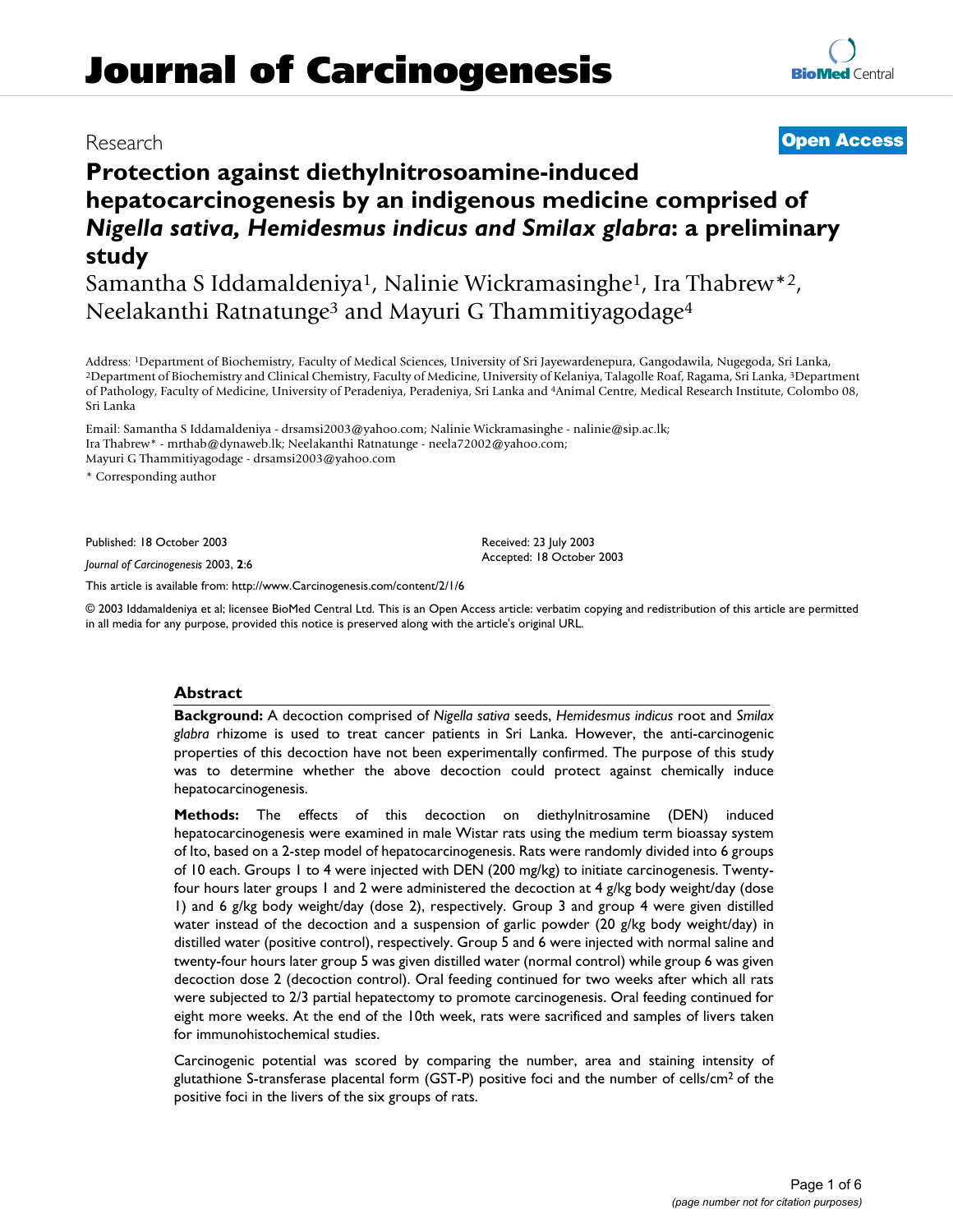# Journal of Carcinogenesis

Research

**Open Access**

# Protection against diethylnitrosoamine-induced hepatocarcinogenesis by an indigenous medicine comprised of *Nigella sativa, Hemidesmus indicus and Smilax glabra*: a preliminary study

Samantha S Iddamaldeniya[1], Nalinie Wickramasinghe[1], Ira Thabrew*[2], Neelakanthi Ratnatunge[3] and Mayuri G Thammitiyagodage[4]

Address: [1]Department of Biochemistry, Faculty of Medical Sciences, University of Sri Jayewardenepura, Gangodawila, Nugegoda, Sri Lanka, [2]Department of Biochemistry and Clinical Chemistry, Faculty of Medicine, University of Kelaniya, Talagolle Roaf, Ragama, Sri Lanka, [3]Department of Pathology, Faculty of Medicine, University of Peradeniya, Peradeniya, Sri Lanka and [4]Animal Centre, Medical Research Institute, Colombo 08, Sri Lanka

Email: Samantha S Iddamaldeniya - drsamsi2003@yahoo.com; Nalinie Wickramasinghe - nalinie@sip.ac.lk; Ira Thabrew* - mrthab@dynaweb.lk; Neelakanthi Ratnatunge - neela72002@yahoo.com; Mayuri G Thammitiyagodage - drsamsi2003@yahoo.com

* Corresponding author

Published: 18 October 2003

*Journal of Carcinogenesis* 2003, **2**:6

Received: 23 July 2003
Accepted: 18 October 2003

This article is available from: http://www.Carcinogenesis.com/content/2/1/6

© 2003 Iddamaldeniya et al; licensee BioMed Central Ltd. This is an Open Access article: verbatim copying and redistribution of this article are permitted in all media for any purpose, provided this notice is preserved along with the article's original URL.

## Abstract

**Background:** A decoction comprised of *Nigella sativa* seeds, *Hemidesmus indicus* root and *Smilax glabra* rhizome is used to treat cancer patients in Sri Lanka. However, the anti-carcinogenic properties of this decoction have not been experimentally confirmed. The purpose of this study was to determine whether the above decoction could protect against chemically induce hepatocarcinogenesis.

**Methods:** The effects of this decoction on diethylnitrosoamine (DEN) induced hepatocarcinogenesis were examined in male Wistar rats using the medium term bioassay system of Ito, based on a 2-step model of hepatocarcinogenesis. Rats were randomly divided into 6 groups of 10 each. Groups 1 to 4 were injected with DEN (200 mg/kg) to initiate carcinogenesis. Twenty-four hours later groups 1 and 2 were administered the decoction at 4 g/kg body weight/day (dose 1) and 6 g/kg body weight/day (dose 2), respectively. Group 3 and group 4 were given distilled water instead of the decoction and a suspension of garlic powder (20 g/kg body weight/day) in distilled water (positive control), respectively. Group 5 and 6 were injected with normal saline and twenty-four hours later group 5 was given distilled water (normal control) while group 6 was given decoction dose 2 (decoction control). Oral feeding continued for two weeks after which all rats were subjected to 2/3 partial hepatectomy to promote carcinogenesis. Oral feeding continued for eight more weeks. At the end of the 10th week, rats were sacrificed and samples of livers taken for immunohistochemical studies.

Carcinogenic potential was scored by comparing the number, area and staining intensity of glutathione S-transferase placental form (GST-P) positive foci and the number of cells/cm$^2$ of the positive foci in the livers of the six groups of rats.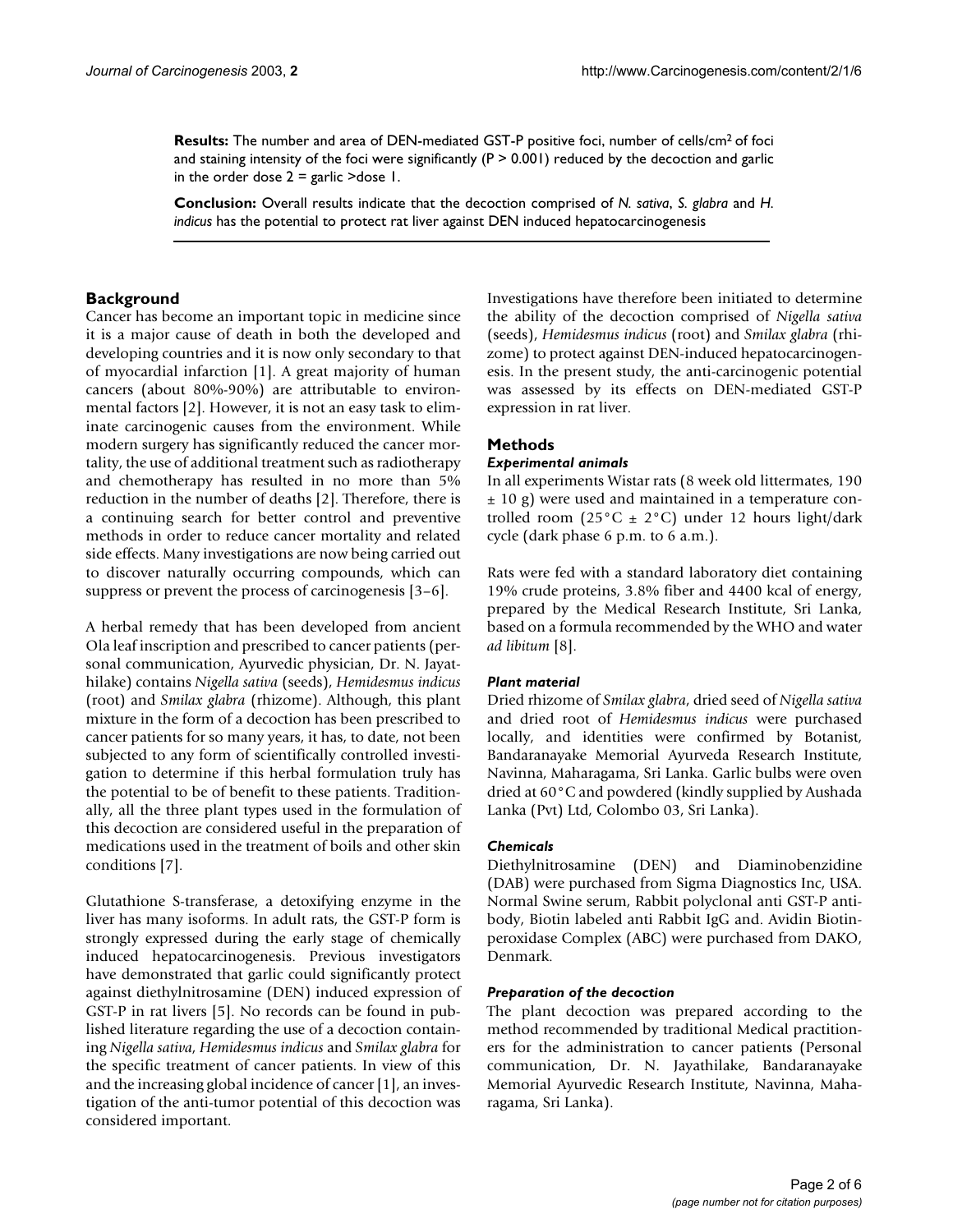**Results:** The number and area of DEN-mediated GST-P positive foci, number of cells/cm$^2$ of foci and staining intensity of the foci were significantly ($P > 0.001$) reduced by the decoction and garlic in the order dose 2 = garlic >dose 1.

**Conclusion:** Overall results indicate that the decoction comprised of *N. sativa*, *S. glabra* and *H. indicus* has the potential to protect rat liver against DEN induced hepatocarcinogenesis

## Background

Cancer has become an important topic in medicine since it is a major cause of death in both the developed and developing countries and it is now only secondary to that of myocardial infarction [1]. A great majority of human cancers (about 80%-90%) are attributable to environmental factors [2]. However, it is not an easy task to eliminate carcinogenic causes from the environment. While modern surgery has significantly reduced the cancer mortality, the use of additional treatment such as radiotherapy and chemotherapy has resulted in no more than 5% reduction in the number of deaths [2]. Therefore, there is a continuing search for better control and preventive methods in order to reduce cancer mortality and related side effects. Many investigations are now being carried out to discover naturally occurring compounds, which can suppress or prevent the process of carcinogenesis [3–6].

A herbal remedy that has been developed from ancient Ola leaf inscription and prescribed to cancer patients (personal communication, Ayurvedic physician, Dr. N. Jayathilake) contains *Nigella sativa* (seeds), *Hemidesmus indicus* (root) and *Smilax glabra* (rhizome). Although, this plant mixture in the form of a decoction has been prescribed to cancer patients for so many years, it has, to date, not been subjected to any form of scientifically controlled investigation to determine if this herbal formulation truly has the potential to be of benefit to these patients. Traditionally, all the three plant types used in the formulation of this decoction are considered useful in the preparation of medications used in the treatment of boils and other skin conditions [7].

Glutathione S-transferase, a detoxifying enzyme in the liver has many isoforms. In adult rats, the GST-P form is strongly expressed during the early stage of chemically induced hepatocarcinogenesis. Previous investigators have demonstrated that garlic could significantly protect against diethylnitrosamine (DEN) induced expression of GST-P in rat livers [5]. No records can be found in published literature regarding the use of a decoction containing *Nigella sativa*, *Hemidesmus indicus* and *Smilax glabra* for the specific treatment of cancer patients. In view of this and the increasing global incidence of cancer [1], an investigation of the anti-tumor potential of this decoction was considered important.

Investigations have therefore been initiated to determine the ability of the decoction comprised of *Nigella sativa* (seeds), *Hemidesmus indicus* (root) and *Smilax glabra* (rhizome) to protect against DEN-induced hepatocarcinogenesis. In the present study, the anti-carcinogenic potential was assessed by its effects on DEN-mediated GST-P expression in rat liver.

## Methods

### *Experimental animals*

In all experiments Wistar rats (8 week old littermates, 190 ± 10 g) were used and maintained in a temperature controlled room (25°C ± 2°C) under 12 hours light/dark cycle (dark phase 6 p.m. to 6 a.m.).

Rats were fed with a standard laboratory diet containing 19% crude proteins, 3.8% fiber and 4400 kcal of energy, prepared by the Medical Research Institute, Sri Lanka, based on a formula recommended by the WHO and water *ad libitum* [8].

### *Plant material*

Dried rhizome of *Smilax glabra*, dried seed of *Nigella sativa* and dried root of *Hemidesmus indicus* were purchased locally, and identities were confirmed by Botanist, Bandaranayake Memorial Ayurveda Research Institute, Navinna, Maharagama, Sri Lanka. Garlic bulbs were oven dried at 60°C and powdered (kindly supplied by Aushada Lanka (Pvt) Ltd, Colombo 03, Sri Lanka).

### *Chemicals*

Diethylnitrosamine (DEN) and Diaminobenzidine (DAB) were purchased from Sigma Diagnostics Inc, USA. Normal Swine serum, Rabbit polyclonal anti GST-P antibody, Biotin labeled anti Rabbit IgG and. Avidin Biotin-peroxidase Complex (ABC) were purchased from DAKO, Denmark.

### *Preparation of the decoction*

The plant decoction was prepared according to the method recommended by traditional Medical practitioners for the administration to cancer patients (Personal communication, Dr. N. Jayathilake, Bandaranayake Memorial Ayurvedic Research Institute, Navinna, Maharagama, Sri Lanka).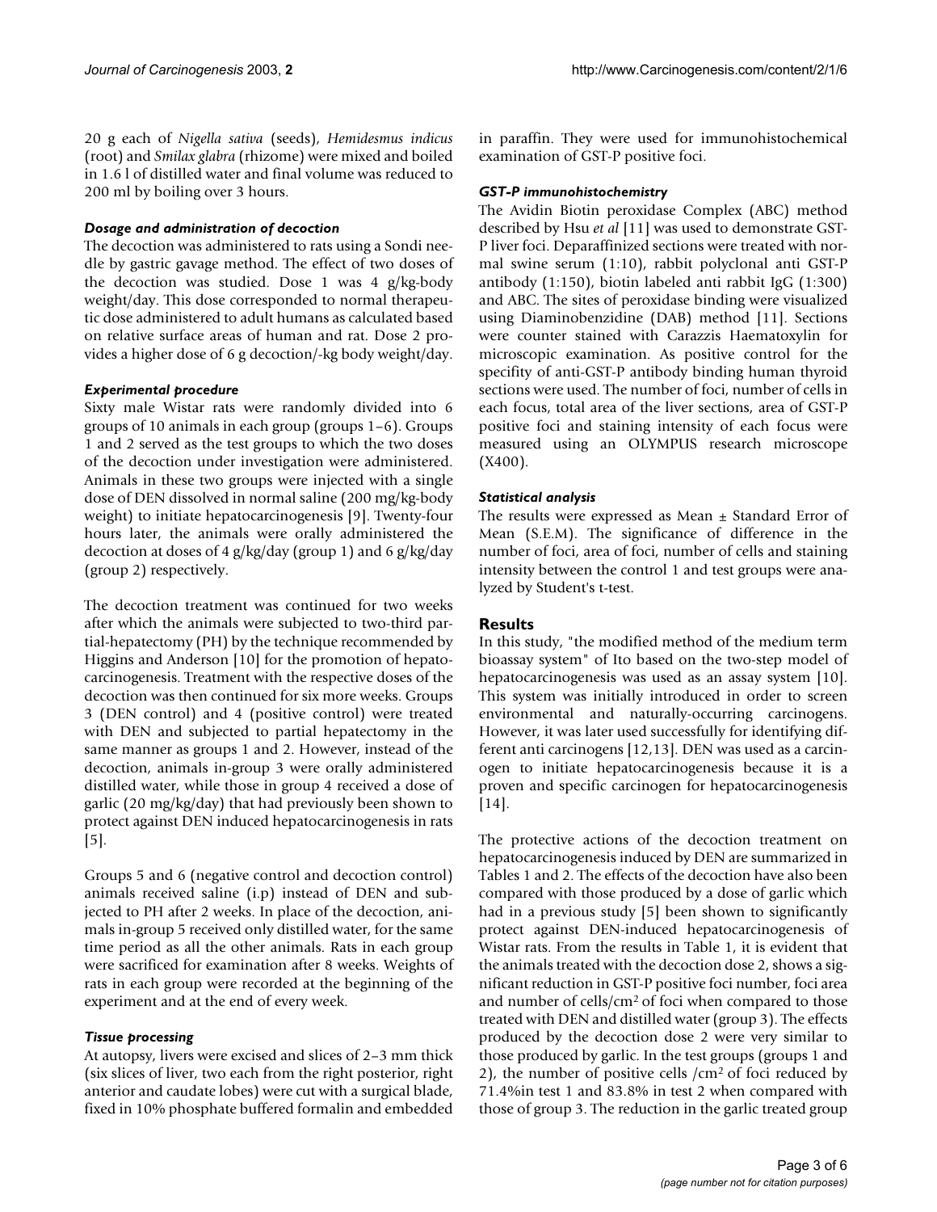20 g each of *Nigella sativa* (seeds), *Hemidesmus indicus* (root) and *Smilax glabra* (rhizome) were mixed and boiled in 1.6 l of distilled water and final volume was reduced to 200 ml by boiling over 3 hours.

### *Dosage and administration of decoction*

The decoction was administered to rats using a Sondi needle by gastric gavage method. The effect of two doses of the decoction was studied. Dose 1 was 4 g/kg-body weight/day. This dose corresponded to normal therapeutic dose administered to adult humans as calculated based on relative surface areas of human and rat. Dose 2 provides a higher dose of 6 g decoction/-kg body weight/day.

### *Experimental procedure*

Sixty male Wistar rats were randomly divided into 6 groups of 10 animals in each group (groups 1–6). Groups 1 and 2 served as the test groups to which the two doses of the decoction under investigation were administered. Animals in these two groups were injected with a single dose of DEN dissolved in normal saline (200 mg/kg-body weight) to initiate hepatocarcinogenesis [9]. Twenty-four hours later, the animals were orally administered the decoction at doses of 4 g/kg/day (group 1) and 6 g/kg/day (group 2) respectively.

The decoction treatment was continued for two weeks after which the animals were subjected to two-third partial-hepatectomy (PH) by the technique recommended by Higgins and Anderson [10] for the promotion of hepatocarcinogenesis. Treatment with the respective doses of the decoction was then continued for six more weeks. Groups 3 (DEN control) and 4 (positive control) were treated with DEN and subjected to partial hepatectomy in the same manner as groups 1 and 2. However, instead of the decoction, animals in-group 3 were orally administered distilled water, while those in group 4 received a dose of garlic (20 mg/kg/day) that had previously been shown to protect against DEN induced hepatocarcinogenesis in rats [5].

Groups 5 and 6 (negative control and decoction control) animals received saline (i.p) instead of DEN and subjected to PH after 2 weeks. In place of the decoction, animals in-group 5 received only distilled water, for the same time period as all the other animals. Rats in each group were sacrificed for examination after 8 weeks. Weights of rats in each group were recorded at the beginning of the experiment and at the end of every week.

### *Tissue processing*

At autopsy, livers were excised and slices of 2–3 mm thick (six slices of liver, two each from the right posterior, right anterior and caudate lobes) were cut with a surgical blade, fixed in 10% phosphate buffered formalin and embedded in paraffin. They were used for immunohistochemical examination of GST-P positive foci.

### *GST-P immunohistochemistry*

The Avidin Biotin peroxidase Complex (ABC) method described by Hsu *et al* [11] was used to demonstrate GST-P liver foci. Deparaffinized sections were treated with normal swine serum (1:10), rabbit polyclonal anti GST-P antibody (1:150), biotin labeled anti rabbit IgG (1:300) and ABC. The sites of peroxidase binding were visualized using Diaminobenzidine (DAB) method [11]. Sections were counter stained with Carazzis Haematoxylin for microscopic examination. As positive control for the specifity of anti-GST-P antibody binding human thyroid sections were used. The number of foci, number of cells in each focus, total area of the liver sections, area of GST-P positive foci and staining intensity of each focus were measured using an OLYMPUS research microscope (X400).

### *Statistical analysis*

The results were expressed as Mean ± Standard Error of Mean (S.E.M). The significance of difference in the number of foci, area of foci, number of cells and staining intensity between the control 1 and test groups were analyzed by Student's t-test.

## Results

In this study, "the modified method of the medium term bioassay system" of Ito based on the two-step model of hepatocarcinogenesis was used as an assay system [10]. This system was initially introduced in order to screen environmental and naturally-occurring carcinogens. However, it was later used successfully for identifying different anti carcinogens [12,13]. DEN was used as a carcinogen to initiate hepatocarcinogenesis because it is a proven and specific carcinogen for hepatocarcinogenesis [14].

The protective actions of the decoction treatment on hepatocarcinogenesis induced by DEN are summarized in Tables 1 and 2. The effects of the decoction have also been compared with those produced by a dose of garlic which had in a previous study [5] been shown to significantly protect against DEN-induced hepatocarcinogenesis of Wistar rats. From the results in Table 1, it is evident that the animals treated with the decoction dose 2, shows a significant reduction in GST-P positive foci number, foci area and number of cells/$cm^2$ of foci when compared to those treated with DEN and distilled water (group 3). The effects produced by the decoction dose 2 were very similar to those produced by garlic. In the test groups (groups 1 and 2), the number of positive cells /$cm^2$ of foci reduced by 71.4%in test 1 and 83.8% in test 2 when compared with those of group 3. The reduction in the garlic treated group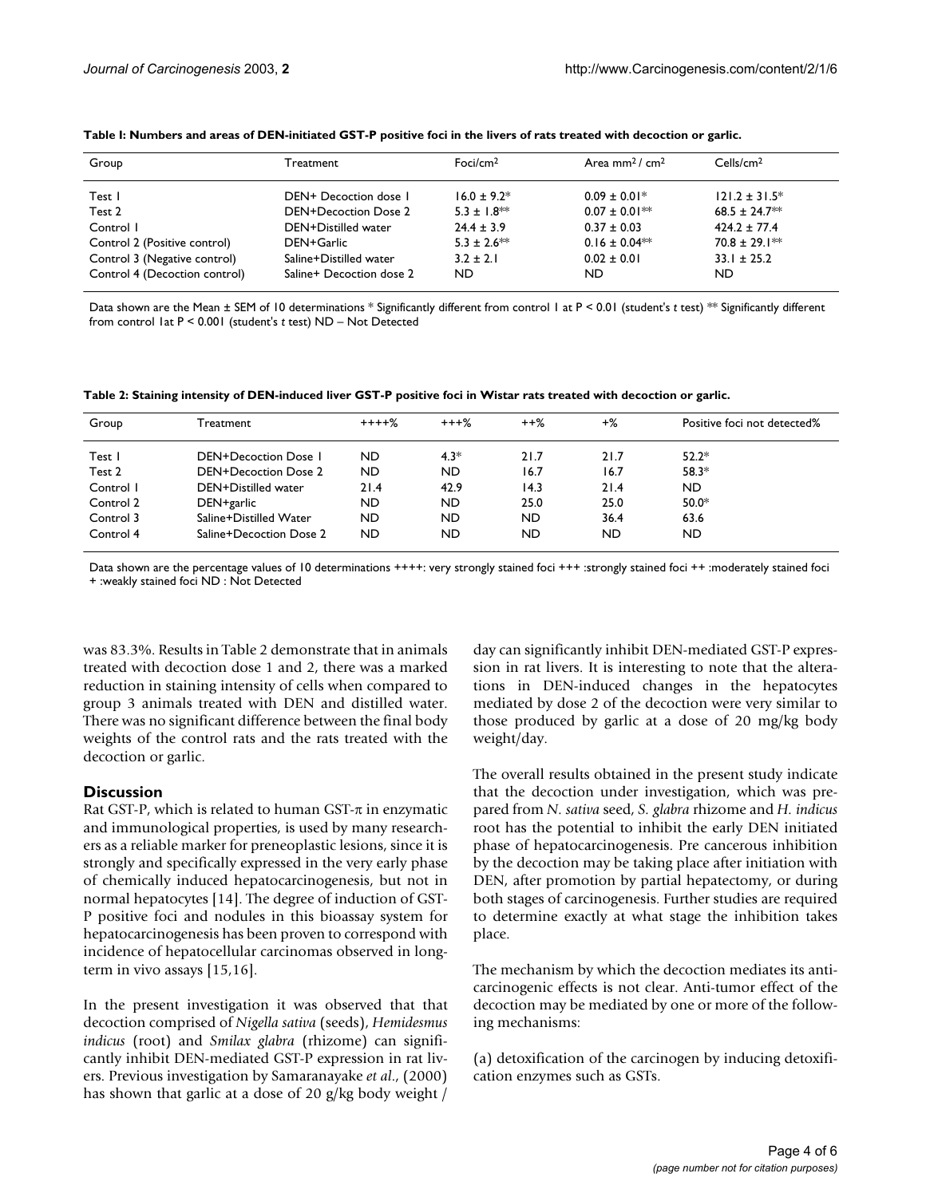**Table I: Numbers and areas of DEN-initiated GST-P positive foci in the livers of rats treated with decoction or garlic.**

| Group | Treatment | Foci/cm$^2$ | Area mm$^2$ / cm$^2$ | Cells/cm$^2$ |
|---|---|---|---|---|
| Test 1 | DEN+ Decoction dose 1 | 16.0 ± 9.2* | 0.09 ± 0.01* | 121.2 ± 31.5* |
| Test 2 | DEN+Decoction Dose 2 | 5.3 ± 1.8** | 0.07 ± 0.01** | 68.5 ± 24.7** |
| Control 1 | DEN+Distilled water | 24.4 ± 3.9 | 0.37 ± 0.03 | 424.2 ± 77.4 |
| Control 2 (Positive control) | DEN+Garlic | 5.3 ± 2.6** | 0.16 ± 0.04** | 70.8 ± 29.1** |
| Control 3 (Negative control) | Saline+Distilled water | 3.2 ± 2.1 | 0.02 ± 0.01 | 33.1 ± 25.2 |
| Control 4 (Decoction control) | Saline+ Decoction dose 2 | ND | ND | ND |

Data shown are the Mean ± SEM of 10 determinations * Significantly different from control 1 at P < 0.01 (student's *t* test) ** Significantly different from control 1at P < 0.001 (student's *t* test) ND – Not Detected

**Table 2: Staining intensity of DEN-induced liver GST-P positive foci in Wistar rats treated with decoction or garlic.**

| Group | Treatment | ++++% | +++% | ++% | +% | Positive foci not detected% |
|---|---|---|---|---|---|---|
| Test 1 | DEN+Decoction Dose 1 | ND | 4.3* | 21.7 | 21.7 | 52.2* |
| Test 2 | DEN+Decoction Dose 2 | ND | ND | 16.7 | 16.7 | 58.3* |
| Control 1 | DEN+Distilled water | 21.4 | 42.9 | 14.3 | 21.4 | ND |
| Control 2 | DEN+garlic | ND | ND | 25.0 | 25.0 | 50.0* |
| Control 3 | Saline+Distilled Water | ND | ND | ND | 36.4 | 63.6 |
| Control 4 | Saline+Decoction Dose 2 | ND | ND | ND | ND | ND |

Data shown are the percentage values of 10 determinations ++++: very strongly stained foci +++ :strongly stained foci ++ :moderately stained foci + :weakly stained foci ND : Not Detected

was 83.3%. Results in Table 2 demonstrate that in animals treated with decoction dose 1 and 2, there was a marked reduction in staining intensity of cells when compared to group 3 animals treated with DEN and distilled water. There was no significant difference between the final body weights of the control rats and the rats treated with the decoction or garlic.

## Discussion

Rat GST-P, which is related to human GST-$\pi$ in enzymatic and immunological properties, is used by many researchers as a reliable marker for preneoplastic lesions, since it is strongly and specifically expressed in the very early phase of chemically induced hepatocarcinogenesis, but not in normal hepatocytes [14]. The degree of induction of GST-P positive foci and nodules in this bioassay system for hepatocarcinogenesis has been proven to correspond with incidence of hepatocellular carcinomas observed in long-term in vivo assays [15,16].

In the present investigation it was observed that that decoction comprised of *Nigella sativa* (seeds), *Hemidesmus indicus* (root) and *Smilax glabra* (rhizome) can significantly inhibit DEN-mediated GST-P expression in rat livers. Previous investigation by Samaranayake *et al*., (2000) has shown that garlic at a dose of 20 g/kg body weight / day can significantly inhibit DEN-mediated GST-P expression in rat livers. It is interesting to note that the alterations in DEN-induced changes in the hepatocytes mediated by dose 2 of the decoction were very similar to those produced by garlic at a dose of 20 mg/kg body weight/day.

The overall results obtained in the present study indicate that the decoction under investigation, which was prepared from *N. sativa* seed, *S. glabra* rhizome and *H. indicus* root has the potential to inhibit the early DEN initiated phase of hepatocarcinogenesis. Pre cancerous inhibition by the decoction may be taking place after initiation with DEN, after promotion by partial hepatectomy, or during both stages of carcinogenesis. Further studies are required to determine exactly at what stage the inhibition takes place.

The mechanism by which the decoction mediates its anticarcinogenic effects is not clear. Anti-tumor effect of the decoction may be mediated by one or more of the following mechanisms:

(a) detoxification of the carcinogen by inducing detoxification enzymes such as GSTs.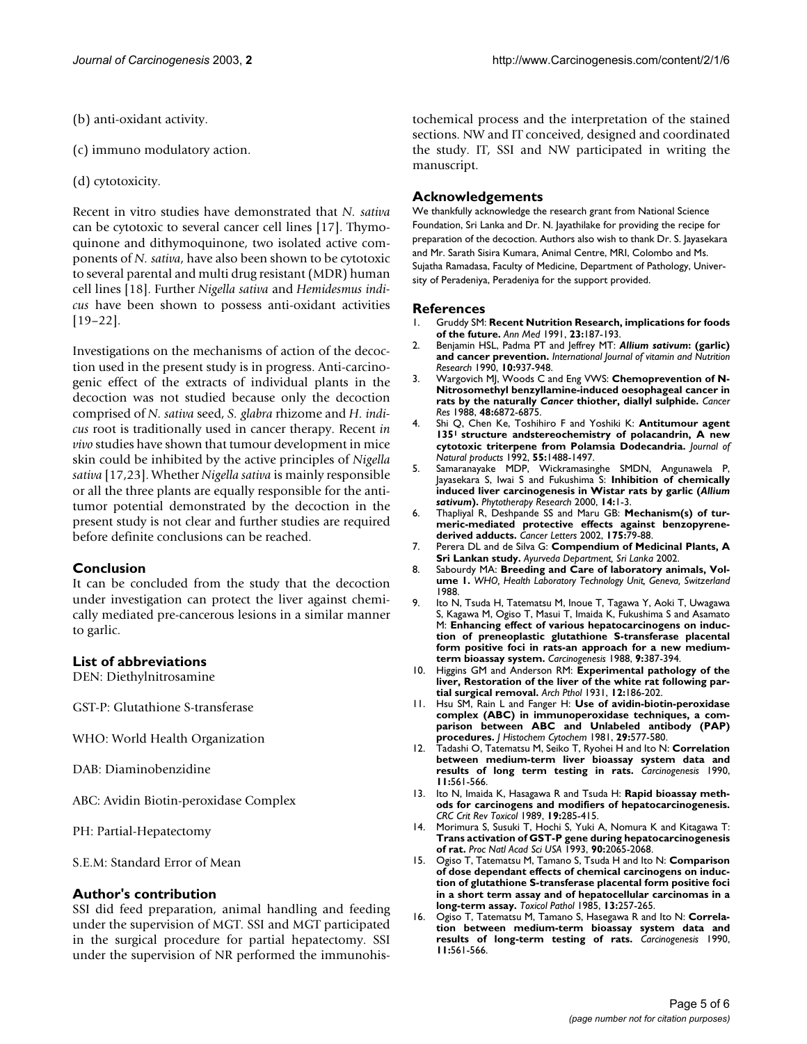(b) anti-oxidant activity.

(c) immuno modulatory action.

(d) cytotoxicity.

Recent in vitro studies have demonstrated that *N. sativa* can be cytotoxic to several cancer cell lines [17]. Thymoquinone and dithymoquinone, two isolated active components of *N. sativa*, have also been shown to be cytotoxic to several parental and multi drug resistant (MDR) human cell lines [18]. Further *Nigella sativa* and *Hemidesmus indicus* have been shown to possess anti-oxidant activities [19–22].

Investigations on the mechanisms of action of the decoction used in the present study is in progress. Anti-carcinogenic effect of the extracts of individual plants in the decoction was not studied because only the decoction comprised of *N. sativa* seed, *S. glabra* rhizome and *H. indicus* root is traditionally used in cancer therapy. Recent *in vivo* studies have shown that tumour development in mice skin could be inhibited by the active principles of *Nigella sativa* [17,23]. Whether *Nigella sativa* is mainly responsible or all the three plants are equally responsible for the anti-tumor potential demonstrated by the decoction in the present study is not clear and further studies are required before definite conclusions can be reached.

## Conclusion

It can be concluded from the study that the decoction under investigation can protect the liver against chemically mediated pre-cancerous lesions in a similar manner to garlic.

## List of abbreviations

DEN: Diethylnitrosamine

GST-P: Glutathione S-transferase

WHO: World Health Organization

DAB: Diaminobenzidine

ABC: Avidin Biotin-peroxidase Complex

PH: Partial-Hepatectomy

S.E.M: Standard Error of Mean

## Author's contribution

SSI did feed preparation, animal handling and feeding under the supervision of MGT. SSI and MGT participated in the surgical procedure for partial hepatectomy. SSI under the supervision of NR performed the immunohistochemical process and the interpretation of the stained sections. NW and IT conceived, designed and coordinated the study. IT, SSI and NW participated in writing the manuscript.

## Acknowledgements

We thankfully acknowledge the research grant from National Science Foundation, Sri Lanka and Dr. N. Jayathilake for providing the recipe for preparation of the decoction. Authors also wish to thank Dr. S. Jayasekara and Mr. Sarath Sisira Kumara, Animal Centre, MRI, Colombo and Ms. Sujatha Ramadasa, Faculty of Medicine, Department of Pathology, University of Peradeniya, Peradeniya for the support provided.

## References

1. Gruddy SM: **Recent Nutrition Research, implications for foods of the future.** *Ann Med* 1991, **23:**187-193.
2. Benjamin HSL, Padma PT and Jeffrey MT: ***Allium sativum*: (garlic) and cancer prevention.** *International Journal of vitamin and Nutrition Research* 1990, **10:**937-948.
3. Wargovich MJ, Woods C and Eng VWS: **Chemoprevention of N-Nitrosomethyl benzyllamine-induced oesophageal cancer in rats by the naturally *Cancer* thiother, diallyl sulphide.** *Cancer Res* 1988, **48:**6872-6875.
4. Shi Q, Chen Ke, Toshihiro F and Yoshiki K: **Antitumour agent 135[1] structure andstereochemistry of polacandrin, A new cytotoxic triterpene from Polamsia Dodecandria.** *Journal of Natural products* 1992, **55:**1488-1497.
5. Samaranayake MDP, Wickramasinghe SMDN, Angunawela P, Jayasekara S, Iwai S and Fukushima S: **Inhibition of chemically induced liver carcinogenesis in Wistar rats by garlic (*Allium sativum*).** *Phytotherapy Research* 2000, **14:**1-3.
6. Thapliyal R, Deshpande SS and Maru GB: **Mechanism(s) of turmeric-mediated protective effects against benzopyrene-derived adducts.** *Cancer Letters* 2002, **175:**79-88.
7. Perera DL and de Silva G: **Compendium of Medicinal Plants, A Sri Lankan study.** *Ayurveda Department, Sri Lanka* 2002.
8. Sabourdy MA: **Breeding and Care of laboratory animals, Volume 1.** *WHO, Health Laboratory Technology Unit, Geneva, Switzerland* 1988.
9. Ito N, Tsuda H, Tatematsu M, Inoue T, Tagawa Y, Aoki T, Uwagawa S, Kagawa M, Ogiso T, Masui T, Imaida K, Fukushima S and Asamato M: **Enhancing effect of various hepatocarcinogens on induction of preneoplastic glutathione S-transferase placental form positive foci in rats-an approach for a new medium-term bioassay system.** *Carcinogenesis* 1988, **9:**387-394.
10. Higgins GM and Anderson RM: **Experimental pathology of the liver, Restoration of the liver of the white rat following partial surgical removal.** *Arch Pthol* 1931, **12:**186-202.
11. Hsu SM, Rain L and Fanger H: **Use of avidin-biotin-peroxidase complex (ABC) in immunoperoxidase techniques, a comparison between ABC and Unlabeled antibody (PAP) procedures.** *J Histochem Cytochem* 1981, **29:**577-580.
12. Tadashi O, Tatematsu M, Seiko T, Ryohei H and Ito N: **Correlation between medium-term liver bioassay system data and results of long term testing in rats.** *Carcinogenesis* 1990, **11:**561-566.
13. Ito N, Imaida K, Hasagawa R and Tsuda H: **Rapid bioassay methods for carcinogens and modifiers of hepatocarcinogenesis.** *CRC Crit Rev Toxicol* 1989, **19:**285-415.
14. Morimura S, Susuki T, Hochi S, Yuki A, Nomura K and Kitagawa T: **Trans activation of GST-P gene during hepatocarcinogenesis of rat.** *Proc Natl Acad Sci USA* 1993, **90:**2065-2068.
15. Ogiso T, Tatematsu M, Tamano S, Tsuda H and Ito N: **Comparison of dose dependant effects of chemical carcinogens on induction of glutathione S-transferase placental form positive foci in a short term assay and of hepatocellular carcinomas in a long-term assay.** *Toxicol Pathol* 1985, **13:**257-265.
16. Ogiso T, Tatematsu M, Tamano S, Hasegawa R and Ito N: **Correlation between medium-term bioassay system data and results of long-term testing of rats.** *Carcinogenesis* 1990, **11:**561-566.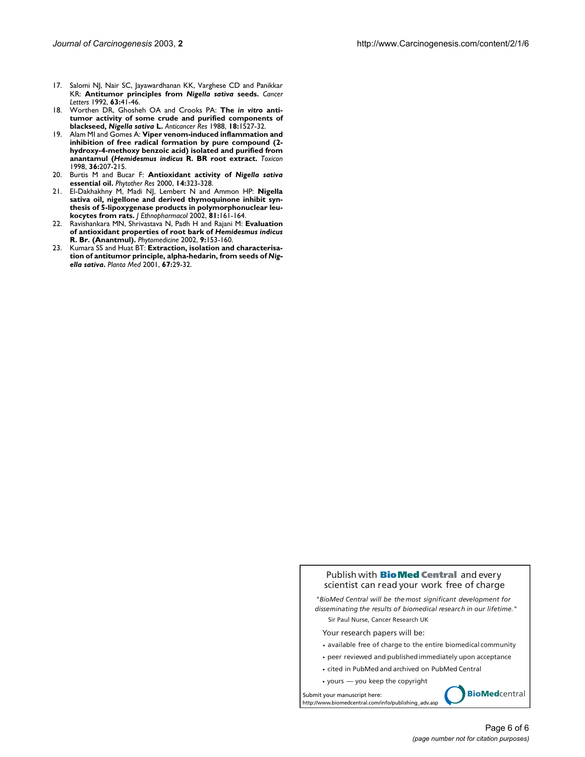17. Salomi NJ, Nair SC, Jayawardhanan KK, Varghese CD and Panikkar KR: **Antitumor principles from *Nigella sativa* seeds.** *Cancer Letters* 1992, **63:**41-46.
18. Worthen DR, Ghosheh OA and Crooks PA: **The *in vitro* antitumor activity of some crude and purified components of blackseed, *Nigella sativa* L.** *Anticancer Res* 1988, **18:**1527-32.
19. Alam MI and Gomes A: **Viper venom-induced inflammation and inhibition of free radical formation by pure compound (2-hydroxy-4-methoxy benzoic acid) isolated and purified from anantamul (*Hemidesmus indicus* R. BR root extract.** *Toxicon* 1998, **36:**207-215.
20. Burtis M and Bucar F: **Antioxidant activity of *Nigella sativa* essential oil.** *Phytother Res* 2000, **14:**323-328.
21. El-Dakhakhny M, Madi NJ, Lembert N and Ammon HP: **Nigella sativa oil, nigellone and derived thymoquinone inhibit synthesis of 5-lipoxygenase products in polymorphonuclear leukocytes from rats.** *J Ethnopharmacol* 2002, **81:**161-164.
22. Ravishankara MN, Shrivastava N, Padh H and Rajani M: **Evaluation of antioxidant properties of root bark of *Hemidesmus indicus* R. Br. (Anantmul).** *Phytomedicine* 2002, **9:**153-160.
23. Kumara SS and Huat BT: **Extraction, isolation and characterisation of antitumor principle, alpha-hedarin, from seeds of *Nigella sativa*.** *Planta Med* 2001, **67:**29-32.

Publish with **BioMed Central** and every scientist can read your work free of charge

*"BioMed Central will be the most significant development for disseminating the results of biomedical research in our lifetime."*
Sir Paul Nurse, Cancer Research UK

Your research papers will be:

- available free of charge to the entire biomedical community
- peer reviewed and published immediately upon acceptance
- cited in PubMed and archived on PubMed Central
- yours — you keep the copyright

Submit your manuscript here:
http://www.biomedcentral.com/info/publishing_adv.asp

**BioMed**central